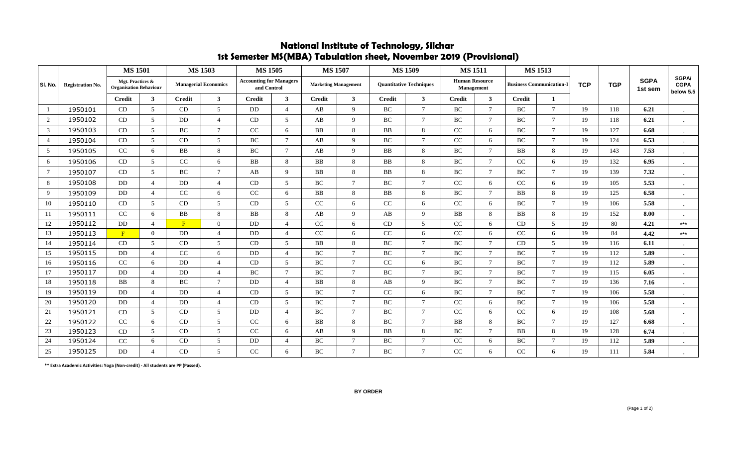# National Institute of Technology, Silchar

## 1st Semester MS(MBA) Tabulation sheet, November 2019 (Provisional)

| Sl. No. | Registration No. | MS 1501 Mgt. Practices & Organisation Behaviour | | MS 1503 Managerial Economics | | MS 1505 Accounting for Managers and Control | | MS 1507 Marketing Management | | MS 1509 Quantitative Techniques | | MS 1511 Human Resource Management | | MS 1513 Business Communication-I | | TCP | TGP | SGPA 1st sem | SGPA/ CGPA below 5.5 |
|---|---|---|---|---|---|---|---|---|---|---|---|---|---|---|---|---|---|---|---|
| | | Credit | 3 | Credit | 3 | Credit | 3 | Credit | 3 | Credit | 3 | Credit | 3 | Credit | 1 | | | | |
| 1 | 1950101 | CD | 5 | CD | 5 | DD | 4 | AB | 9 | BC | 7 | BC | 7 | BC | 7 | 19 | 118 | **6.21** | - |
| 2 | 1950102 | CD | 5 | DD | 4 | CD | 5 | AB | 9 | BC | 7 | BC | 7 | BC | 7 | 19 | 118 | **6.21** | - |
| 3 | 1950103 | CD | 5 | BC | 7 | CC | 6 | BB | 8 | BB | 8 | CC | 6 | BC | 7 | 19 | 127 | **6.68** | - |
| 4 | 1950104 | CD | 5 | CD | 5 | BC | 7 | AB | 9 | BC | 7 | CC | 6 | BC | 7 | 19 | 124 | **6.53** | - |
| 5 | 1950105 | CC | 6 | BB | 8 | BC | 7 | AB | 9 | BB | 8 | BC | 7 | BB | 8 | 19 | 143 | **7.53** | - |
| 6 | 1950106 | CD | 5 | CC | 6 | BB | 8 | BB | 8 | BB | 8 | BC | 7 | CC | 6 | 19 | 132 | **6.95** | - |
| 7 | 1950107 | CD | 5 | BC | 7 | AB | 9 | BB | 8 | BB | 8 | BC | 7 | BC | 7 | 19 | 139 | **7.32** | - |
| 8 | 1950108 | DD | 4 | DD | 4 | CD | 5 | BC | 7 | BC | 7 | CC | 6 | CC | 6 | 19 | 105 | **5.53** | - |
| 9 | 1950109 | DD | 4 | CC | 6 | CC | 6 | BB | 8 | BB | 8 | BC | 7 | BB | 8 | 19 | 125 | **6.58** | - |
| 10 | 1950110 | CD | 5 | CD | 5 | CD | 5 | CC | 6 | CC | 6 | CC | 6 | BC | 7 | 19 | 106 | **5.58** | - |
| 11 | 1950111 | CC | 6 | BB | 8 | BB | 8 | AB | 9 | AB | 9 | BB | 8 | BB | 8 | 19 | 152 | **8.00** | - |
| 12 | 1950112 | DD | 4 | F | 0 | DD | 4 | CC | 6 | CD | 5 | CC | 6 | CD | 5 | 19 | 80 | **4.21** | *** |
| 13 | 1950113 | F | 0 | DD | 4 | DD | 4 | CC | 6 | CC | 6 | CC | 6 | CC | 6 | 19 | 84 | **4.42** | *** |
| 14 | 1950114 | CD | 5 | CD | 5 | CD | 5 | BB | 8 | BC | 7 | BC | 7 | CD | 5 | 19 | 116 | **6.11** | - |
| 15 | 1950115 | DD | 4 | CC | 6 | DD | 4 | BC | 7 | BC | 7 | BC | 7 | BC | 7 | 19 | 112 | **5.89** | - |
| 16 | 1950116 | CC | 6 | DD | 4 | CD | 5 | BC | 7 | CC | 6 | BC | 7 | BC | 7 | 19 | 112 | **5.89** | - |
| 17 | 1950117 | DD | 4 | DD | 4 | BC | 7 | BC | 7 | BC | 7 | BC | 7 | BC | 7 | 19 | 115 | **6.05** | - |
| 18 | 1950118 | BB | 8 | BC | 7 | DD | 4 | BB | 8 | AB | 9 | BC | 7 | BC | 7 | 19 | 136 | **7.16** | - |
| 19 | 1950119 | DD | 4 | DD | 4 | CD | 5 | BC | 7 | CC | 6 | BC | 7 | BC | 7 | 19 | 106 | **5.58** | - |
| 20 | 1950120 | DD | 4 | DD | 4 | CD | 5 | BC | 7 | BC | 7 | CC | 6 | BC | 7 | 19 | 106 | **5.58** | - |
| 21 | 1950121 | CD | 5 | CD | 5 | DD | 4 | BC | 7 | BC | 7 | CC | 6 | CC | 6 | 19 | 108 | **5.68** | - |
| 22 | 1950122 | CC | 6 | CD | 5 | CC | 6 | BB | 8 | BC | 7 | BB | 8 | BC | 7 | 19 | 127 | **6.68** | - |
| 23 | 1950123 | CD | 5 | CD | 5 | CC | 6 | AB | 9 | BB | 8 | BC | 7 | BB | 8 | 19 | 128 | **6.74** | - |
| 24 | 1950124 | CC | 6 | CD | 5 | DD | 4 | BC | 7 | BC | 7 | CC | 6 | BC | 7 | 19 | 112 | **5.89** | - |
| 25 | 1950125 | DD | 4 | CD | 5 | CC | 6 | BC | 7 | BC | 7 | CC | 6 | CC | 6 | 19 | 111 | **5.84** | - |

**** Extra Academic Activities: Yoga (Non-credit) - All students are PP (Passed).**

**BY ORDER**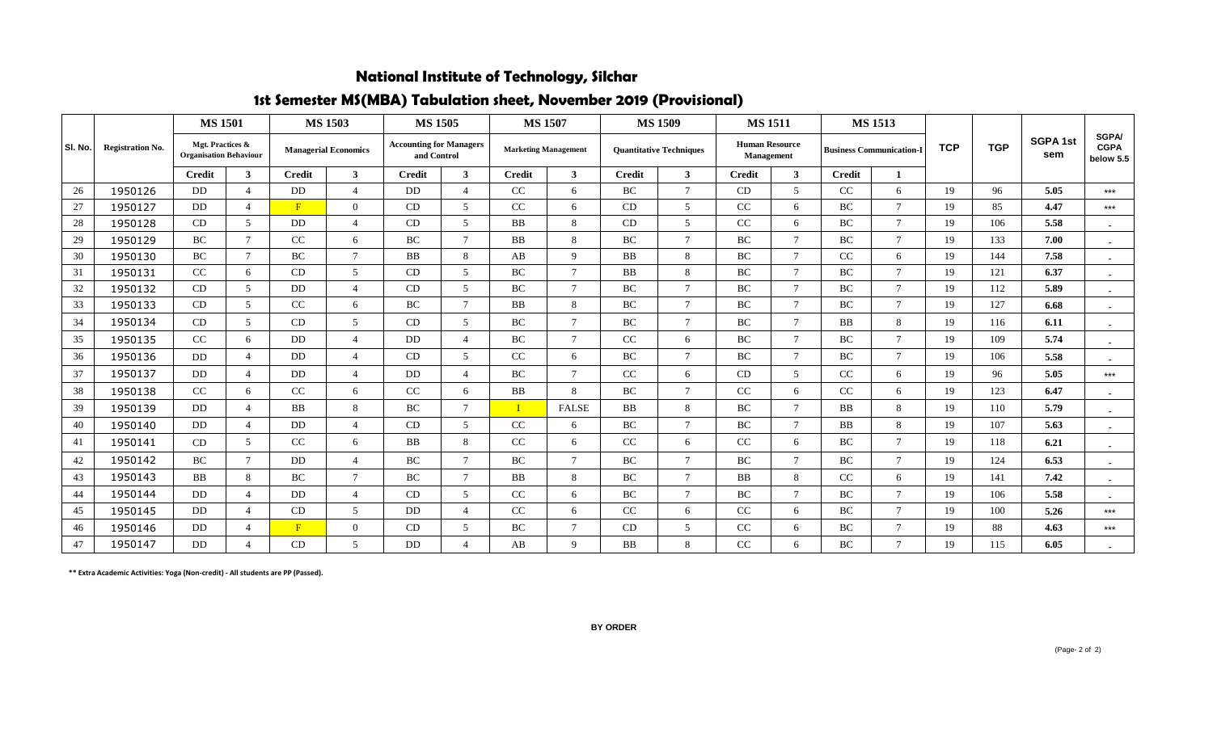# National Institute of Technology, Silchar

## 1st Semester MS(MBA) Tabulation sheet, November 2019 (Provisional)

| Sl. No. | Registration No. | MS 1501 Mgt. Practices & Organisation Behaviour | | MS 1503 Managerial Economics | | MS 1505 Accounting for Managers and Control | | MS 1507 Marketing Management | | MS 1509 Quantitative Techniques | | MS 1511 Human Resource Management | | MS 1513 Business Communication-I | | TCP | TGP | SGPA 1st sem | SGPA/ CGPA below 5.5 |
|---|---|---|---|---|---|---|---|---|---|---|---|---|---|---|---|---|---|---|---|
| | | Credit | 3 | Credit | 3 | Credit | 3 | Credit | 3 | Credit | 3 | Credit | 3 | Credit | 1 | | | | |
| 26 | 1950126 | DD | 4 | DD | 4 | DD | 4 | CC | 6 | BC | 7 | CD | 5 | CC | 6 | 19 | 96 | 5.05 | *** |
| 27 | 1950127 | DD | 4 | F | 0 | CD | 5 | CC | 6 | CD | 5 | CC | 6 | BC | 7 | 19 | 85 | 4.47 | *** |
| 28 | 1950128 | CD | 5 | DD | 4 | CD | 5 | BB | 8 | CD | 5 | CC | 6 | BC | 7 | 19 | 106 | 5.58 | - |
| 29 | 1950129 | BC | 7 | CC | 6 | BC | 7 | BB | 8 | BC | 7 | BC | 7 | BC | 7 | 19 | 133 | 7.00 | - |
| 30 | 1950130 | BC | 7 | BC | 7 | BB | 8 | AB | 9 | BB | 8 | BC | 7 | CC | 6 | 19 | 144 | 7.58 | - |
| 31 | 1950131 | CC | 6 | CD | 5 | CD | 5 | BC | 7 | BB | 8 | BC | 7 | BC | 7 | 19 | 121 | 6.37 | - |
| 32 | 1950132 | CD | 5 | DD | 4 | CD | 5 | BC | 7 | BC | 7 | BC | 7 | BC | 7 | 19 | 112 | 5.89 | - |
| 33 | 1950133 | CD | 5 | CC | 6 | BC | 7 | BB | 8 | BC | 7 | BC | 7 | BC | 7 | 19 | 127 | 6.68 | - |
| 34 | 1950134 | CD | 5 | CD | 5 | CD | 5 | BC | 7 | BC | 7 | BC | 7 | BB | 8 | 19 | 116 | 6.11 | - |
| 35 | 1950135 | CC | 6 | DD | 4 | DD | 4 | BC | 7 | CC | 6 | BC | 7 | BC | 7 | 19 | 109 | 5.74 | - |
| 36 | 1950136 | DD | 4 | DD | 4 | CD | 5 | CC | 6 | BC | 7 | BC | 7 | BC | 7 | 19 | 106 | 5.58 | - |
| 37 | 1950137 | DD | 4 | DD | 4 | DD | 4 | BC | 7 | CC | 6 | CD | 5 | CC | 6 | 19 | 96 | 5.05 | *** |
| 38 | 1950138 | CC | 6 | CC | 6 | CC | 6 | BB | 8 | BC | 7 | CC | 6 | CC | 6 | 19 | 123 | 6.47 | - |
| 39 | 1950139 | DD | 4 | BB | 8 | BC | 7 | I | FALSE | BB | 8 | BC | 7 | BB | 8 | 19 | 110 | 5.79 | - |
| 40 | 1950140 | DD | 4 | DD | 4 | CD | 5 | CC | 6 | BC | 7 | BC | 7 | BB | 8 | 19 | 107 | 5.63 | - |
| 41 | 1950141 | CD | 5 | CC | 6 | BB | 8 | CC | 6 | CC | 6 | CC | 6 | BC | 7 | 19 | 118 | 6.21 | - |
| 42 | 1950142 | BC | 7 | DD | 4 | BC | 7 | BC | 7 | BC | 7 | BC | 7 | BC | 7 | 19 | 124 | 6.53 | - |
| 43 | 1950143 | BB | 8 | BC | 7 | BC | 7 | BB | 8 | BC | 7 | BB | 8 | CC | 6 | 19 | 141 | 7.42 | - |
| 44 | 1950144 | DD | 4 | DD | 4 | CD | 5 | CC | 6 | BC | 7 | BC | 7 | BC | 7 | 19 | 106 | 5.58 | - |
| 45 | 1950145 | DD | 4 | CD | 5 | DD | 4 | CC | 6 | CC | 6 | CC | 6 | BC | 7 | 19 | 100 | 5.26 | *** |
| 46 | 1950146 | DD | 4 | F | 0 | CD | 5 | BC | 7 | CD | 5 | CC | 6 | BC | 7 | 19 | 88 | 4.63 | *** |
| 47 | 1950147 | DD | 4 | CD | 5 | DD | 4 | AB | 9 | BB | 8 | CC | 6 | BC | 7 | 19 | 115 | 6.05 | - |

** Extra Academic Activities: Yoga (Non-credit) - All students are PP (Passed).

**BY ORDER**